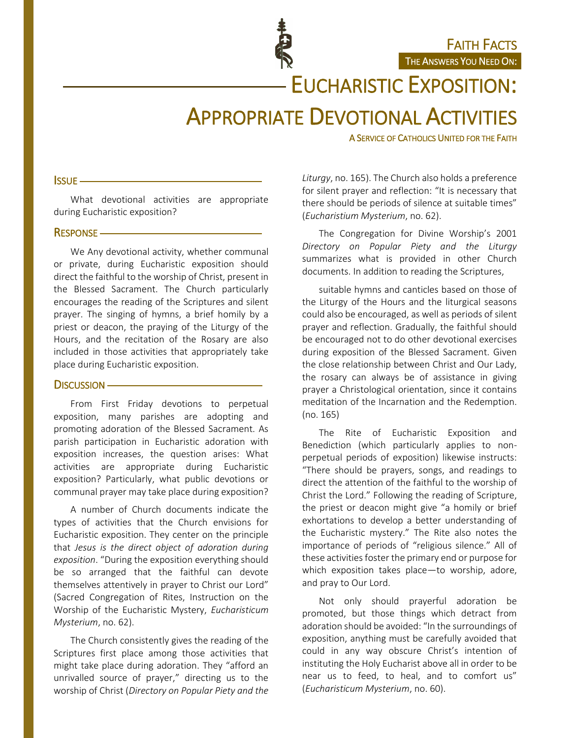FAITH FACTS

THE ANSWERS YOU NEED ON:

# EUCHARISTIC EXPOSITION: APPROPRIATE DEVOTIONAL ACTIVITIES

A SERVICE OF CATHOLICS UNITED FOR THE FAITH

## ISSUE

What devotional activities are appropriate during Eucharistic exposition?

## RESPONSE

We Any devotional activity, whether communal or private, during Eucharistic exposition should direct the faithful to the worship of Christ, present in the Blessed Sacrament. The Church particularly encourages the reading of the Scriptures and silent prayer. The singing of hymns, a brief homily by a priest or deacon, the praying of the Liturgy of the Hours, and the recitation of the Rosary are also included in those activities that appropriately take place during Eucharistic exposition.

## DISCUSSION

From First Friday devotions to perpetual exposition, many parishes are adopting and promoting adoration of the Blessed Sacrament. As parish participation in Eucharistic adoration with exposition increases, the question arises: What activities are appropriate during Eucharistic exposition? Particularly, what public devotions or communal prayer may take place during exposition?

A number of Church documents indicate the types of activities that the Church envisions for Eucharistic exposition. They center on the principle that *Jesus is the direct object of adoration during exposition*. "During the exposition everything should be so arranged that the faithful can devote themselves attentively in prayer to Christ our Lord" (Sacred Congregation of Rites, Instruction on the Worship of the Eucharistic Mystery, *Eucharisticum Mysterium*, no. 62).

The Church consistently gives the reading of the Scriptures first place among those activities that might take place during adoration. They "afford an unrivalled source of prayer," directing us to the worship of Christ (*Directory on Popular Piety and the Liturgy*, no. 165). The Church also holds a preference for silent prayer and reflection: "It is necessary that there should be periods of silence at suitable times" (*Eucharistium Mysterium*, no. 62).

The Congregation for Divine Worship's 2001 *Directory on Popular Piety and the Liturgy* summarizes what is provided in other Church documents. In addition to reading the Scriptures,

> suitable hymns and canticles based on those of the Liturgy of the Hours and the liturgical seasons could also be encouraged, as well as periods of silent prayer and reflection. Gradually, the faithful should be encouraged not to do other devotional exercises during exposition of the Blessed Sacrament. Given the close relationship between Christ and Our Lady, the rosary can always be of assistance in giving prayer a Christological orientation, since it contains meditation of the Incarnation and the Redemption. (no. 165)

The Rite of Eucharistic Exposition and Benediction (which particularly applies to non-perpetual periods of exposition) likewise instructs: "There should be prayers, songs, and readings to direct the attention of the faithful to the worship of Christ the Lord." Following the reading of Scripture, the priest or deacon might give "a homily or brief exhortations to develop a better understanding of the Eucharistic mystery." The Rite also notes the importance of periods of "religious silence." All of these activities foster the primary end or purpose for which exposition takes place—to worship, adore, and pray to Our Lord.

Not only should prayerful adoration be promoted, but those things which detract from adoration should be avoided: "In the surroundings of exposition, anything must be carefully avoided that could in any way obscure Christ's intention of instituting the Holy Eucharist above all in order to be near us to feed, to heal, and to comfort us" (*Eucharisticum Mysterium*, no. 60).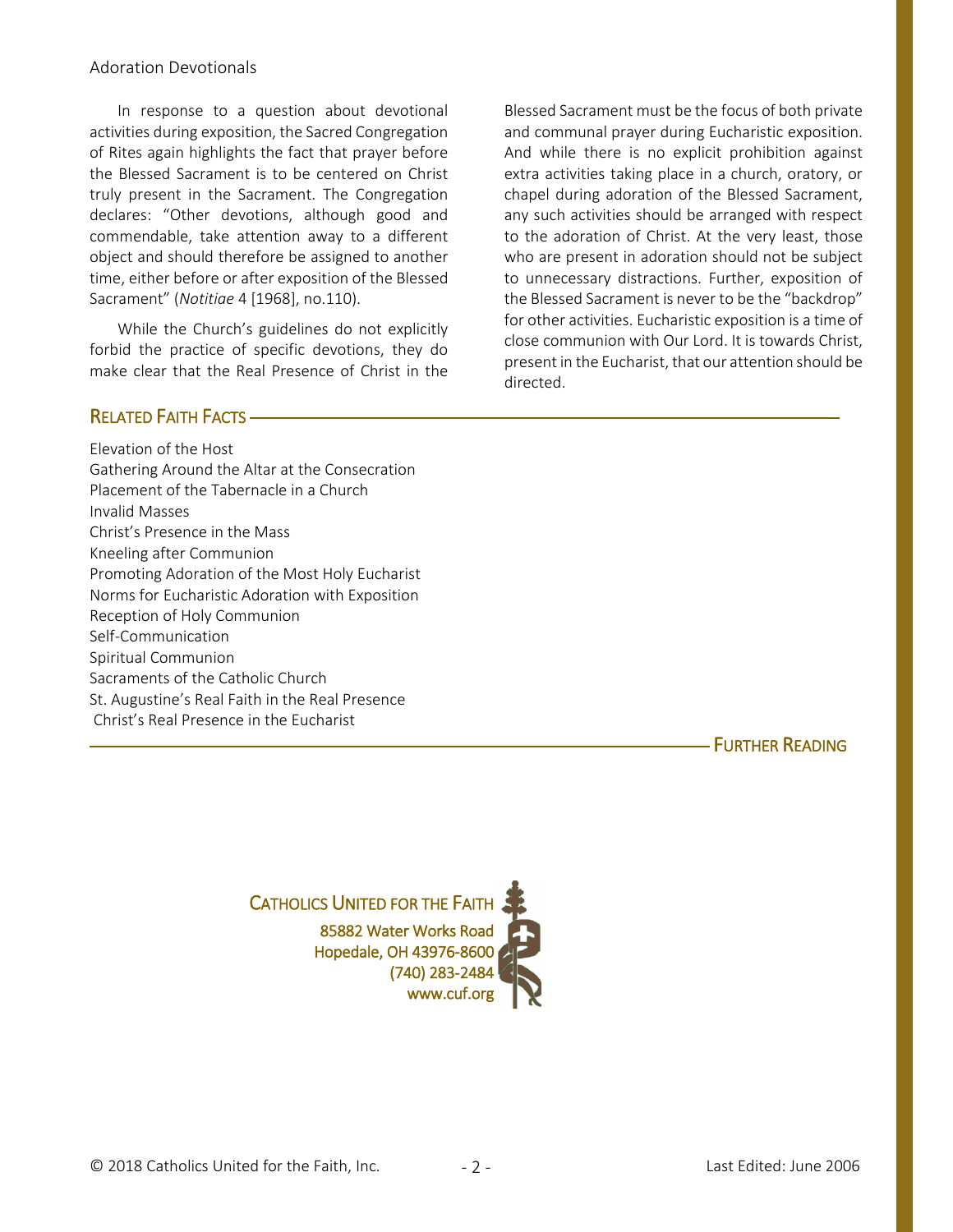In response to a question about devotional activities during exposition, the Sacred Congregation of Rites again highlights the fact that prayer before the Blessed Sacrament is to be centered on Christ truly present in the Sacrament. The Congregation declares: "Other devotions, although good and commendable, take attention away to a different object and should therefore be assigned to another time, either before or after exposition of the Blessed Sacrament" (*Notitiae* 4 [1968], no.110).

While the Church's guidelines do not explicitly forbid the practice of specific devotions, they do make clear that the Real Presence of Christ in the Blessed Sacrament must be the focus of both private and communal prayer during Eucharistic exposition. And while there is no explicit prohibition against extra activities taking place in a church, oratory, or chapel during adoration of the Blessed Sacrament, any such activities should be arranged with respect to the adoration of Christ. At the very least, those who are present in adoration should not be subject to unnecessary distractions. Further, exposition of the Blessed Sacrament is never to be the "backdrop" for other activities. Eucharistic exposition is a time of close communion with Our Lord. It is towards Christ, present in the Eucharist, that our attention should be directed.

## Related Faith Facts

Elevation of the Host
Gathering Around the Altar at the Consecration
Placement of the Tabernacle in a Church
Invalid Masses
Christ's Presence in the Mass
Kneeling after Communion
Promoting Adoration of the Most Holy Eucharist
Norms for Eucharistic Adoration with Exposition
Reception of Holy Communion
Self-Communication
Spiritual Communion
Sacraments of the Catholic Church
St. Augustine's Real Faith in the Real Presence
Christ's Real Presence in the Eucharist

## Further Reading

Catholics United for the Faith
85882 Water Works Road
Hopedale, OH 43976-8600
(740) 283-2484
www.cuf.org

© 2018 Catholics United for the Faith, Inc. Last Edited: June 2006